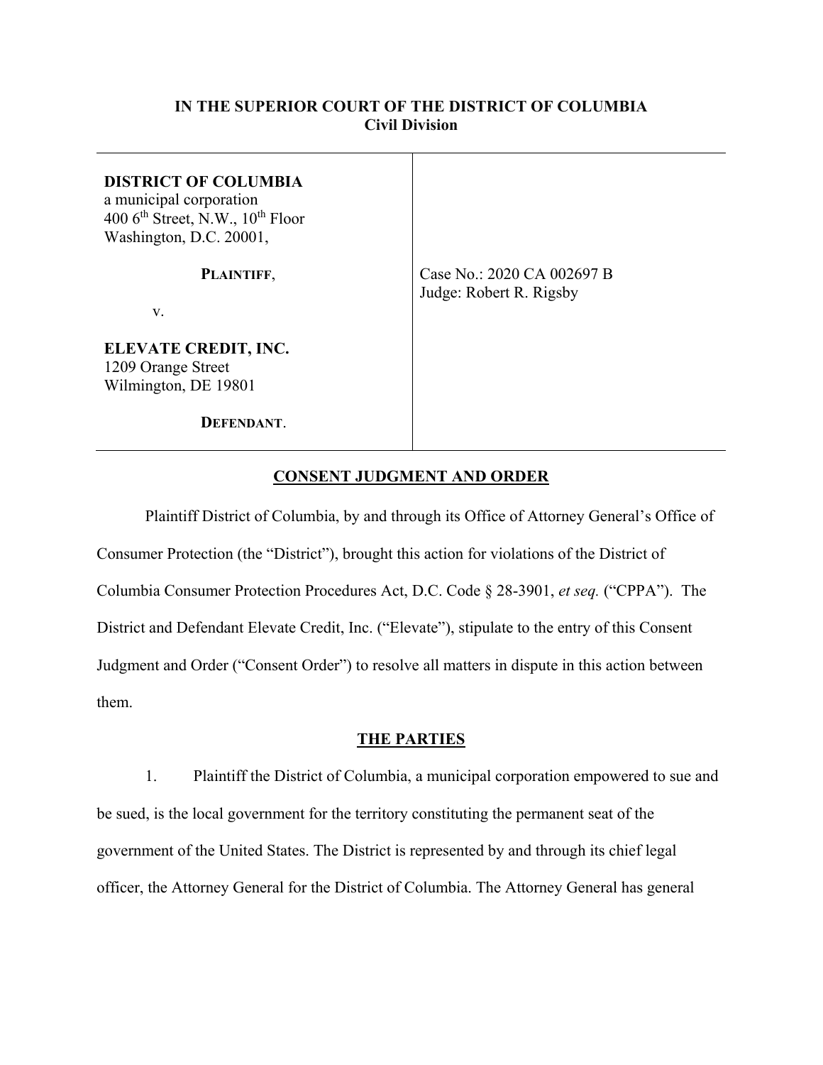**IN THE SUPERIOR COURT OF THE DISTRICT OF COLUMBIA**
**Civil Division**

| | |
|---|---|
| **DISTRICT OF COLUMBIA**<br>a municipal corporation<br>400 6th Street, N.W., 10th Floor<br>Washington, D.C. 20001,<br><br>**PLAINTIFF**,<br><br>v.<br><br>**ELEVATE CREDIT, INC.**<br>1209 Orange Street<br>Wilmington, DE 19801<br><br>**DEFENDANT**. | Case No.: 2020 CA 002697 B<br>Judge: Robert R. Rigsby |

## CONSENT JUDGMENT AND ORDER

Plaintiff District of Columbia, by and through its Office of Attorney General's Office of Consumer Protection (the "District"), brought this action for violations of the District of Columbia Consumer Protection Procedures Act, D.C. Code § 28-3901, *et seq.* ("CPPA"). The District and Defendant Elevate Credit, Inc. ("Elevate"), stipulate to the entry of this Consent Judgment and Order ("Consent Order") to resolve all matters in dispute in this action between them.

## THE PARTIES

1. Plaintiff the District of Columbia, a municipal corporation empowered to sue and be sued, is the local government for the territory constituting the permanent seat of the government of the United States. The District is represented by and through its chief legal officer, the Attorney General for the District of Columbia. The Attorney General has general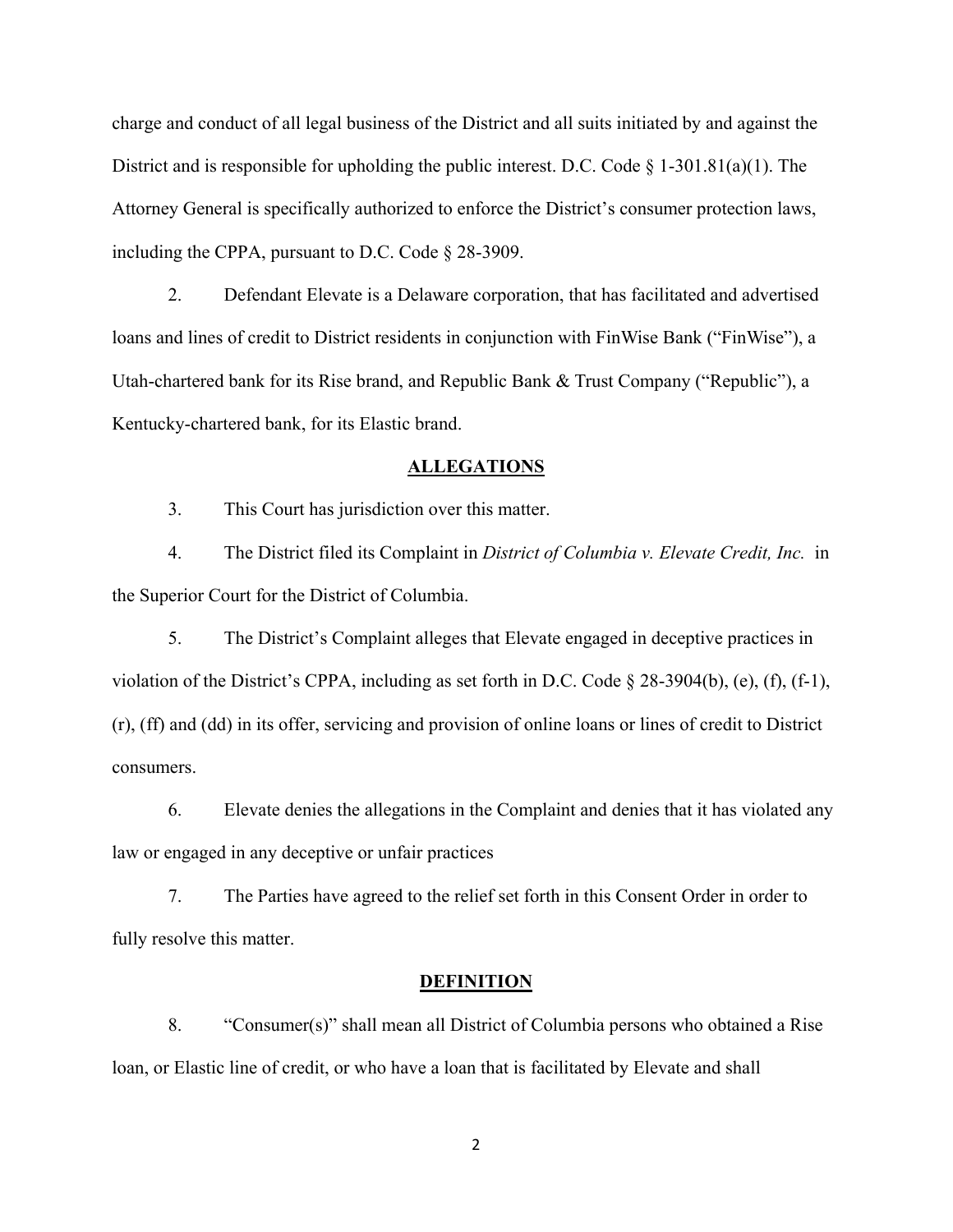charge and conduct of all legal business of the District and all suits initiated by and against the District and is responsible for upholding the public interest. D.C. Code § 1-301.81(a)(1). The Attorney General is specifically authorized to enforce the District's consumer protection laws, including the CPPA, pursuant to D.C. Code § 28-3909.

2. Defendant Elevate is a Delaware corporation, that has facilitated and advertised loans and lines of credit to District residents in conjunction with FinWise Bank ("FinWise"), a Utah-chartered bank for its Rise brand, and Republic Bank & Trust Company ("Republic"), a Kentucky-chartered bank, for its Elastic brand.

## ALLEGATIONS

3. This Court has jurisdiction over this matter.

4. The District filed its Complaint in *District of Columbia v. Elevate Credit, Inc.* in the Superior Court for the District of Columbia.

5. The District's Complaint alleges that Elevate engaged in deceptive practices in violation of the District's CPPA, including as set forth in D.C. Code § 28-3904(b), (e), (f), (f-1), (r), (ff) and (dd) in its offer, servicing and provision of online loans or lines of credit to District consumers.

6. Elevate denies the allegations in the Complaint and denies that it has violated any law or engaged in any deceptive or unfair practices

7. The Parties have agreed to the relief set forth in this Consent Order in order to fully resolve this matter.

## DEFINITION

8. "Consumer(s)" shall mean all District of Columbia persons who obtained a Rise loan, or Elastic line of credit, or who have a loan that is facilitated by Elevate and shall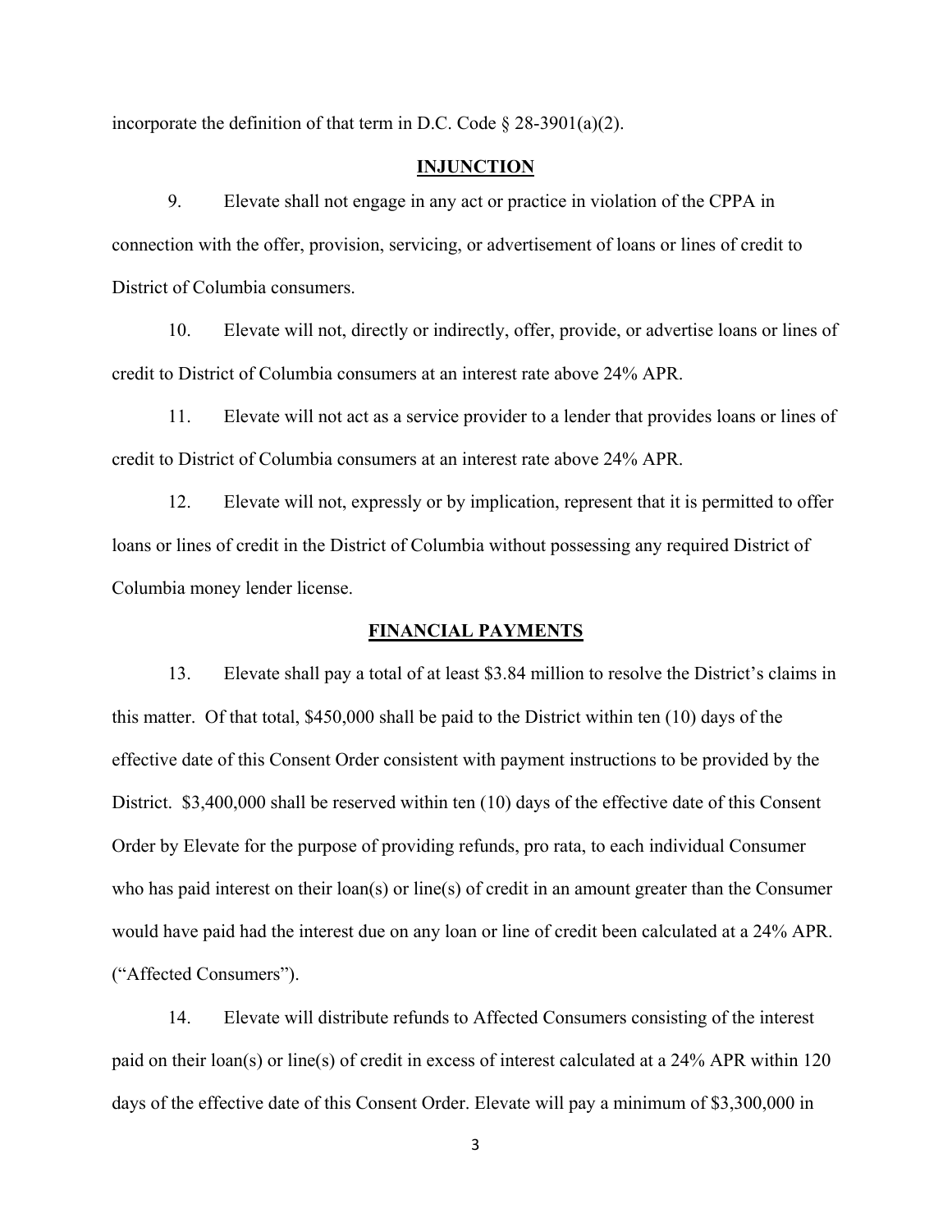incorporate the definition of that term in D.C. Code § 28-3901(a)(2).

## INJUNCTION

9. Elevate shall not engage in any act or practice in violation of the CPPA in connection with the offer, provision, servicing, or advertisement of loans or lines of credit to District of Columbia consumers.

10. Elevate will not, directly or indirectly, offer, provide, or advertise loans or lines of credit to District of Columbia consumers at an interest rate above 24% APR.

11. Elevate will not act as a service provider to a lender that provides loans or lines of credit to District of Columbia consumers at an interest rate above 24% APR.

12. Elevate will not, expressly or by implication, represent that it is permitted to offer loans or lines of credit in the District of Columbia without possessing any required District of Columbia money lender license.

## FINANCIAL PAYMENTS

13. Elevate shall pay a total of at least $3.84 million to resolve the District's claims in this matter. Of that total, $450,000 shall be paid to the District within ten (10) days of the effective date of this Consent Order consistent with payment instructions to be provided by the District. $3,400,000 shall be reserved within ten (10) days of the effective date of this Consent Order by Elevate for the purpose of providing refunds, pro rata, to each individual Consumer who has paid interest on their loan(s) or line(s) of credit in an amount greater than the Consumer would have paid had the interest due on any loan or line of credit been calculated at a 24% APR. ("Affected Consumers").

14. Elevate will distribute refunds to Affected Consumers consisting of the interest paid on their loan(s) or line(s) of credit in excess of interest calculated at a 24% APR within 120 days of the effective date of this Consent Order. Elevate will pay a minimum of $3,300,000 in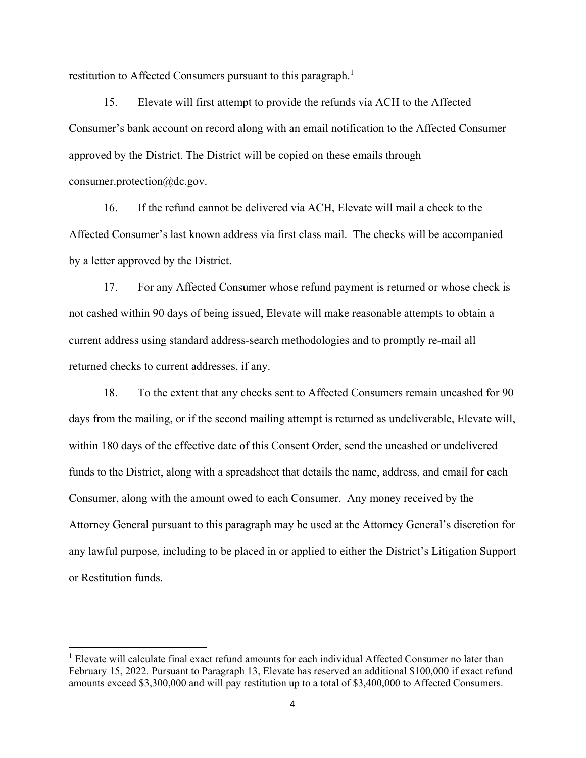restitution to Affected Consumers pursuant to this paragraph.[1]

15. Elevate will first attempt to provide the refunds via ACH to the Affected Consumer's bank account on record along with an email notification to the Affected Consumer approved by the District. The District will be copied on these emails through consumer.protection@dc.gov.

16. If the refund cannot be delivered via ACH, Elevate will mail a check to the Affected Consumer's last known address via first class mail. The checks will be accompanied by a letter approved by the District.

17. For any Affected Consumer whose refund payment is returned or whose check is not cashed within 90 days of being issued, Elevate will make reasonable attempts to obtain a current address using standard address-search methodologies and to promptly re-mail all returned checks to current addresses, if any.

18. To the extent that any checks sent to Affected Consumers remain uncashed for 90 days from the mailing, or if the second mailing attempt is returned as undeliverable, Elevate will, within 180 days of the effective date of this Consent Order, send the uncashed or undelivered funds to the District, along with a spreadsheet that details the name, address, and email for each Consumer, along with the amount owed to each Consumer. Any money received by the Attorney General pursuant to this paragraph may be used at the Attorney General's discretion for any lawful purpose, including to be placed in or applied to either the District's Litigation Support or Restitution funds.

[1] Elevate will calculate final exact refund amounts for each individual Affected Consumer no later than February 15, 2022. Pursuant to Paragraph 13, Elevate has reserved an additional $100,000 if exact refund amounts exceed $3,300,000 and will pay restitution up to a total of $3,400,000 to Affected Consumers.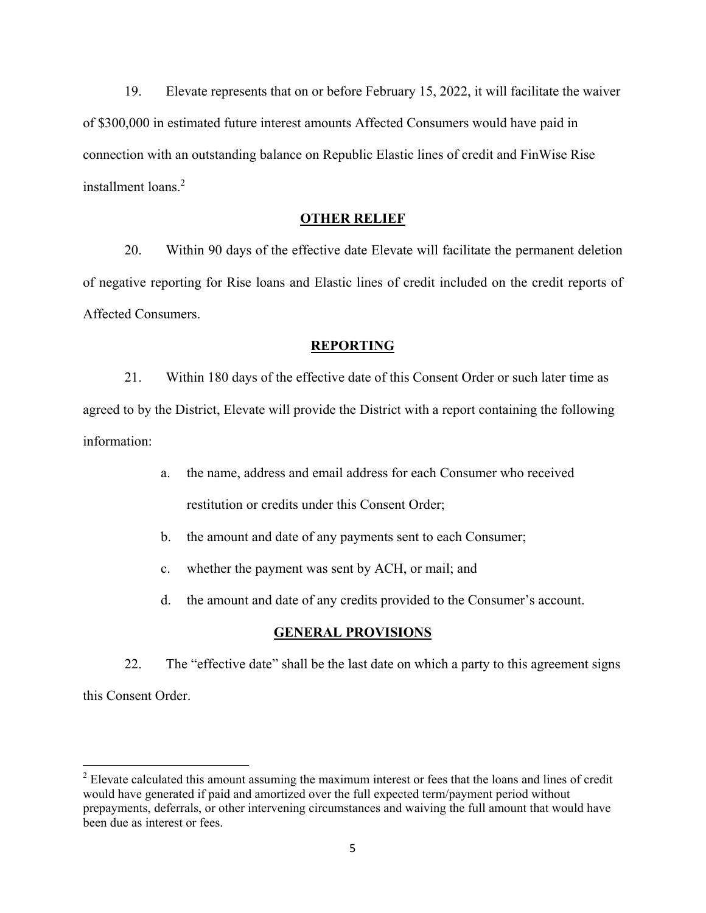19. Elevate represents that on or before February 15, 2022, it will facilitate the waiver of $300,000 in estimated future interest amounts Affected Consumers would have paid in connection with an outstanding balance on Republic Elastic lines of credit and FinWise Rise installment loans.[2]

## OTHER RELIEF

20. Within 90 days of the effective date Elevate will facilitate the permanent deletion of negative reporting for Rise loans and Elastic lines of credit included on the credit reports of Affected Consumers.

## REPORTING

21. Within 180 days of the effective date of this Consent Order or such later time as agreed to by the District, Elevate will provide the District with a report containing the following information:

a. the name, address and email address for each Consumer who received restitution or credits under this Consent Order;

b. the amount and date of any payments sent to each Consumer;

c. whether the payment was sent by ACH, or mail; and

d. the amount and date of any credits provided to the Consumer's account.

## GENERAL PROVISIONS

22. The "effective date" shall be the last date on which a party to this agreement signs this Consent Order.

---

[2] Elevate calculated this amount assuming the maximum interest or fees that the loans and lines of credit would have generated if paid and amortized over the full expected term/payment period without prepayments, deferrals, or other intervening circumstances and waiving the full amount that would have been due as interest or fees.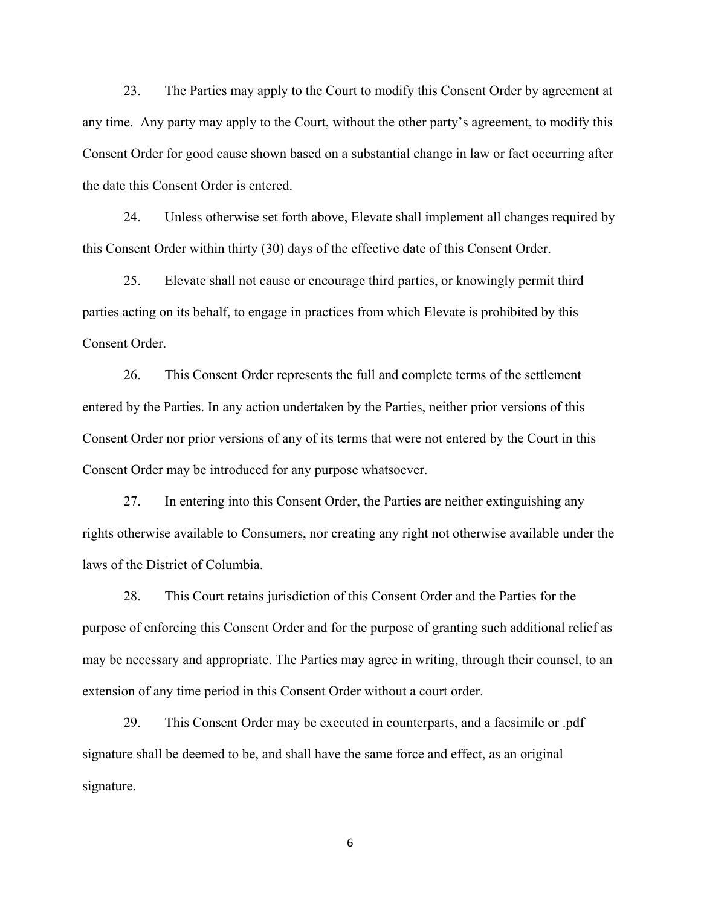23. The Parties may apply to the Court to modify this Consent Order by agreement at any time. Any party may apply to the Court, without the other party's agreement, to modify this Consent Order for good cause shown based on a substantial change in law or fact occurring after the date this Consent Order is entered.

24. Unless otherwise set forth above, Elevate shall implement all changes required by this Consent Order within thirty (30) days of the effective date of this Consent Order.

25. Elevate shall not cause or encourage third parties, or knowingly permit third parties acting on its behalf, to engage in practices from which Elevate is prohibited by this Consent Order.

26. This Consent Order represents the full and complete terms of the settlement entered by the Parties. In any action undertaken by the Parties, neither prior versions of this Consent Order nor prior versions of any of its terms that were not entered by the Court in this Consent Order may be introduced for any purpose whatsoever.

27. In entering into this Consent Order, the Parties are neither extinguishing any rights otherwise available to Consumers, nor creating any right not otherwise available under the laws of the District of Columbia.

28. This Court retains jurisdiction of this Consent Order and the Parties for the purpose of enforcing this Consent Order and for the purpose of granting such additional relief as may be necessary and appropriate. The Parties may agree in writing, through their counsel, to an extension of any time period in this Consent Order without a court order.

29. This Consent Order may be executed in counterparts, and a facsimile or .pdf signature shall be deemed to be, and shall have the same force and effect, as an original signature.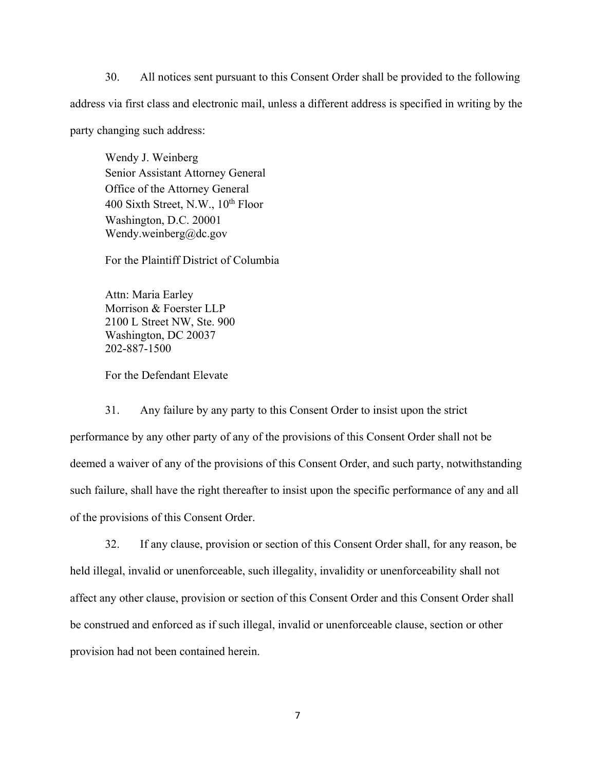30. All notices sent pursuant to this Consent Order shall be provided to the following address via first class and electronic mail, unless a different address is specified in writing by the party changing such address:

Wendy J. Weinberg
Senior Assistant Attorney General
Office of the Attorney General
400 Sixth Street, N.W., 10th Floor
Washington, D.C. 20001
Wendy.weinberg@dc.gov

For the Plaintiff District of Columbia

Attn: Maria Earley
Morrison & Foerster LLP
2100 L Street NW, Ste. 900
Washington, DC 20037
202-887-1500

For the Defendant Elevate

31. Any failure by any party to this Consent Order to insist upon the strict performance by any other party of any of the provisions of this Consent Order shall not be deemed a waiver of any of the provisions of this Consent Order, and such party, notwithstanding such failure, shall have the right thereafter to insist upon the specific performance of any and all of the provisions of this Consent Order.

32. If any clause, provision or section of this Consent Order shall, for any reason, be held illegal, invalid or unenforceable, such illegality, invalidity or unenforceability shall not affect any other clause, provision or section of this Consent Order and this Consent Order shall be construed and enforced as if such illegal, invalid or unenforceable clause, section or other provision had not been contained herein.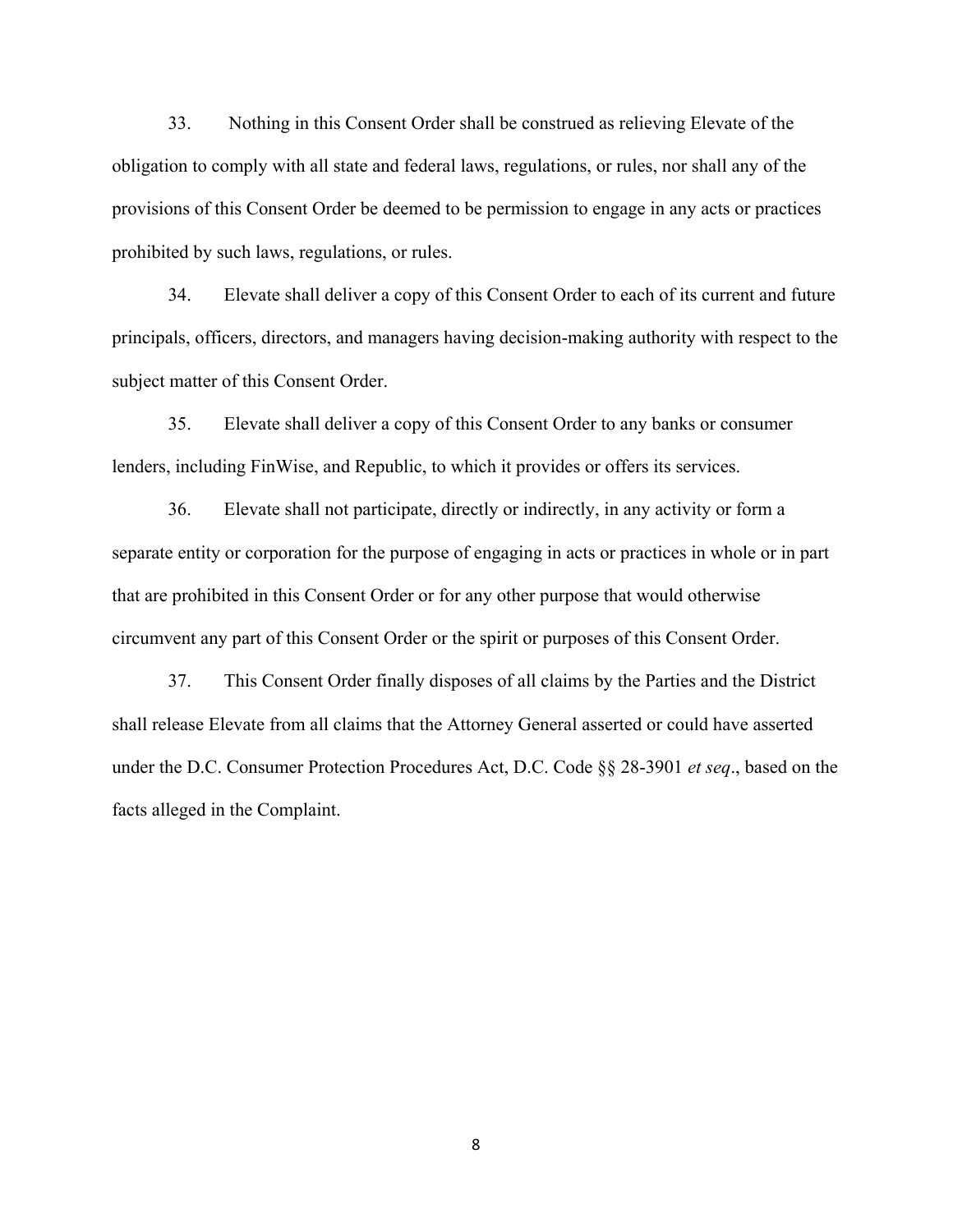33. Nothing in this Consent Order shall be construed as relieving Elevate of the obligation to comply with all state and federal laws, regulations, or rules, nor shall any of the provisions of this Consent Order be deemed to be permission to engage in any acts or practices prohibited by such laws, regulations, or rules.

34. Elevate shall deliver a copy of this Consent Order to each of its current and future principals, officers, directors, and managers having decision-making authority with respect to the subject matter of this Consent Order.

35. Elevate shall deliver a copy of this Consent Order to any banks or consumer lenders, including FinWise, and Republic, to which it provides or offers its services.

36. Elevate shall not participate, directly or indirectly, in any activity or form a separate entity or corporation for the purpose of engaging in acts or practices in whole or in part that are prohibited in this Consent Order or for any other purpose that would otherwise circumvent any part of this Consent Order or the spirit or purposes of this Consent Order.

37. This Consent Order finally disposes of all claims by the Parties and the District shall release Elevate from all claims that the Attorney General asserted or could have asserted under the D.C. Consumer Protection Procedures Act, D.C. Code §§ 28-3901 *et seq*., based on the facts alleged in the Complaint.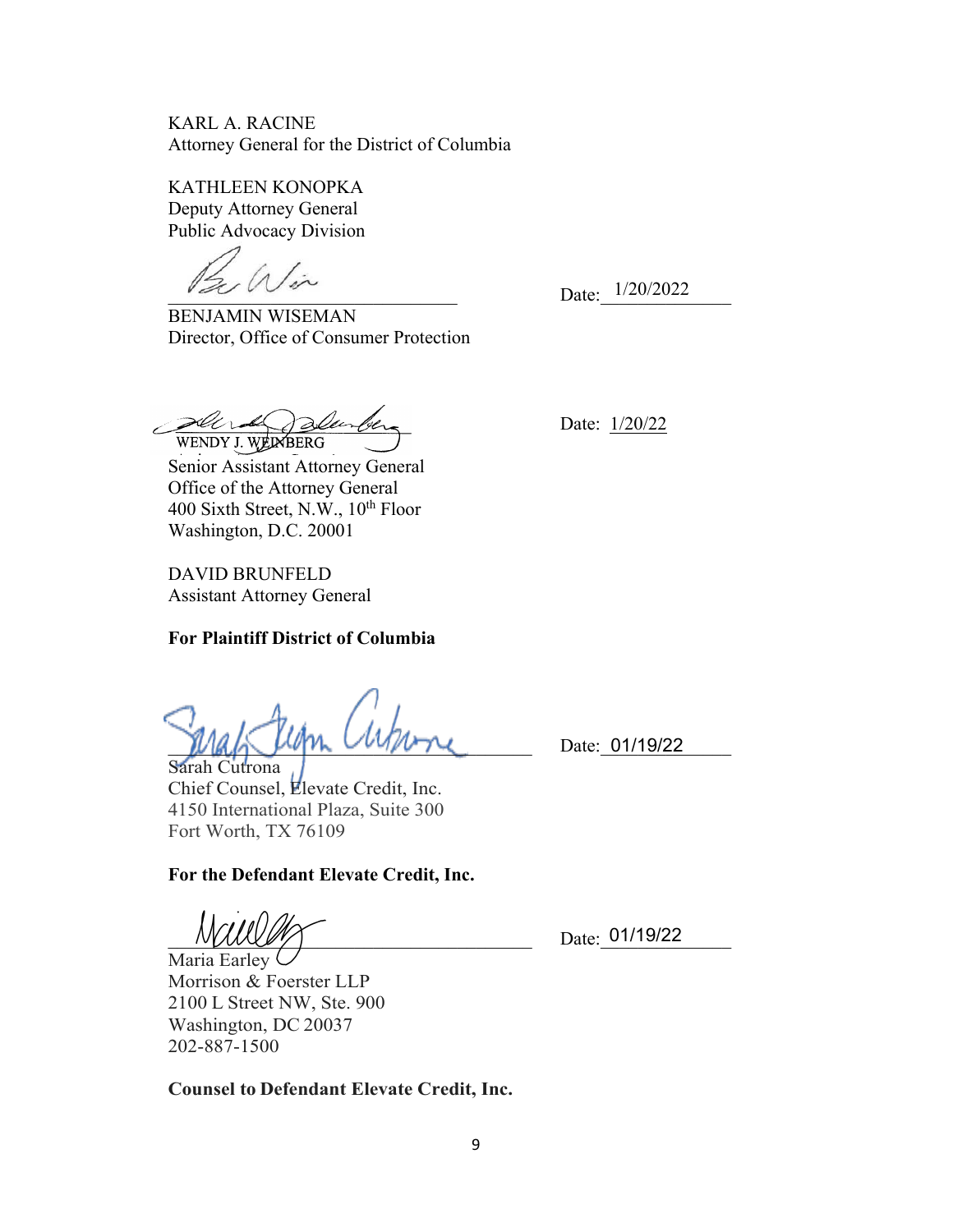KARL A. RACINE
Attorney General for the District of Columbia

KATHLEEN KONOPKA
Deputy Attorney General
Public Advocacy Division

______________________________ Date: 1/20/2022
BENJAMIN WISEMAN
Director, Office of Consumer Protection

______________________________ Date: 1/20/22
WENDY J. WEINBERG
Senior Assistant Attorney General
Office of the Attorney General
400 Sixth Street, N.W., 10th Floor
Washington, D.C. 20001

DAVID BRUNFELD
Assistant Attorney General

**For Plaintiff District of Columbia**

______________________________ Date: 01/19/22
Sarah Cutrona
Chief Counsel, Elevate Credit, Inc.
4150 International Plaza, Suite 300
Fort Worth, TX 76109

**For the Defendant Elevate Credit, Inc.**

______________________________ Date: 01/19/22
Maria Earley
Morrison & Foerster LLP
2100 L Street NW, Ste. 900
Washington, DC 20037
202-887-1500

**Counsel to Defendant Elevate Credit, Inc.**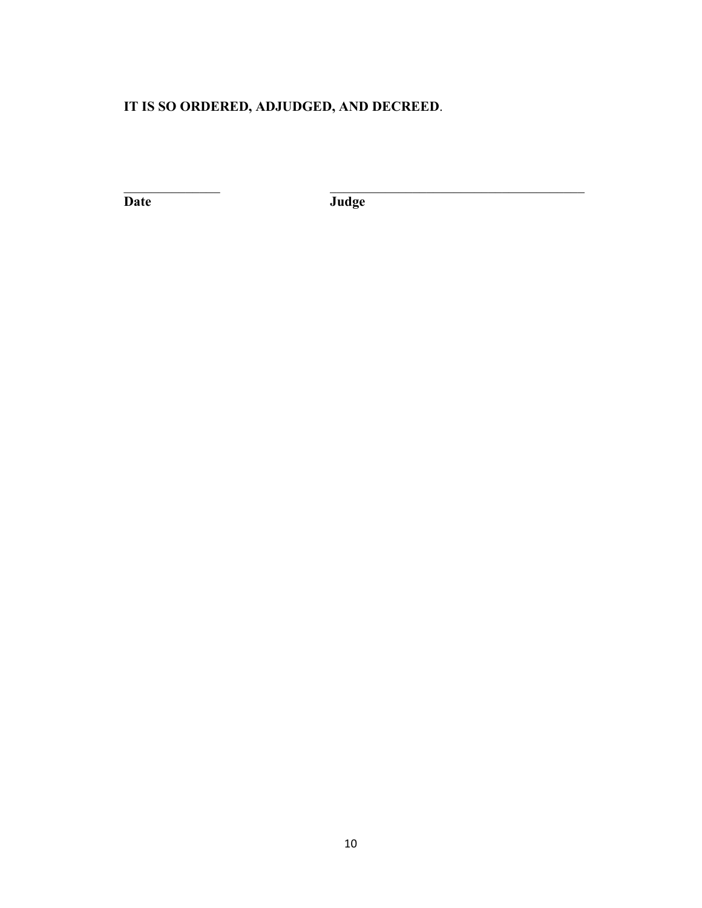**IT IS SO ORDERED, ADJUDGED, AND DECREED**.

| | |
|---|---|
| _______________ | ________________________________________ |
| **Date** | **Judge** |